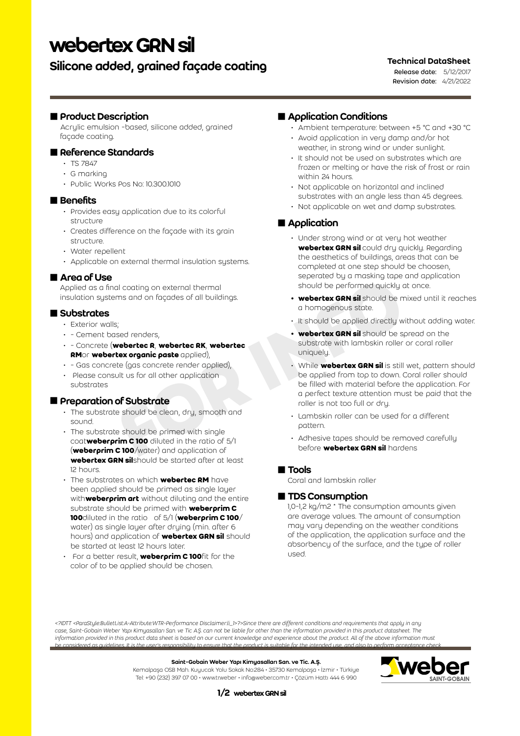# webertex GRN sil

## Silicone added, grained façade coating

**Technical DataSheet**
Release date: 5/12/2017
Revision date: 4/21/2022

## Product Description

Acrylic emulsion -based, silicone added, grained façade coating.

## Reference Standards

- TS 7847
- G marking
- Public Works Pos No: 10.300.1010

## Benefits

- Provides easy application due to its colorful structure
- Creates difference on the façade with its grain structure.
- Water repellent
- Applicable on external thermal insulation systems.

## Area of Use

Applied as a final coating on external thermal insulation systems and on façades of all buildings.

## Substrates

- Exterior walls;
- - Cement based renders,
- - Concrete (**webertec R**, **webertec RK**, **webertec RM**or **webertex organic paste** applied),
- - Gas concrete (gas concrete render applied),
- Please consult us for all other application substrates

## Preparation of Substrate

- The substrate should be clean, dry, smooth and sound.
- The substrate should be primed with single coat**weberprim C 100** diluted in the ratio of 5/1 (**weberprim C 100**/water) and application of **webertex GRN sil**should be started after at least 12 hours.
- The substrates on which **webertec RM** have been applied should be primed as single layer with**weberprim art** without diluting and the entire substrate should be primed with **weberprim C 100**diluted in the ratio of 5/1 (**weberprim C 100**/water) as single layer after drying (min. after 6 hours) and application of **webertex GRN sil** should be started at least 12 hours later.
- For a better result, **weberprim C 100**fit for the color of to be applied should be chosen.

## Application Conditions

- Ambient temperature: between +5 °C and +30 °C
- Avoid application in very damp and/or hot weather, in strong wind or under sunlight.
- It should not be used on substrates which are frozen or melting or have the risk of frost or rain within 24 hours.
- Not applicable on horizontal and inclined substrates with an angle less than 45 degrees.
- Not applicable on wet and damp substrates.

## Application

- Under strong wind or at very hot weather **webertex GRN sil** could dry quickly. Regarding the aesthetics of buildings, areas that can be completed at one step should be choosen, seperated by a masking tape and application should be performed quickly at once.
- **webertex GRN sil** should be mixed until it reaches a homogenous state.
- It should be applied directly without adding water.
- **webertex GRN sil** should be spread on the substrate with lambskin roller or coral roller uniquely.
- While **webertex GRN sil** is still wet, pattern should be applied from top to down. Coral roller should be filled with material before the application. For a perfect texture attention must be paid that the roller is not too full or dry.
- Lambskin roller can be used for a different pattern.
- Adhesive tapes should be removed carefully before **webertex GRN sil** hardens

## Tools

Coral and lambskin roller

## TDS Consumption

1,0-1,2 kg/m2 * The consumption amounts given are average values. The amount of consumption may vary depending on the weather conditions of the application, the application surface and the absorbency of the surface, and the type of roller used.

*<?IDTT <ParaStyle:BulletList:A-Attribute:WTR-Performance Disclaimer:li_1>?>Since there are different conditions and requirements that apply in any case, Saint-Gobain Weber Yapı Kimyasalları San. ve Tic A.Ş. can not be liable for other than the information provided in this product datasheet. The information provided in this product data sheet is based on our current knowledge and experience about the product. All of the above information must be considered as guidelines. It is the user's responsibility to ensure that the product is suitable for the intended use, and also to perform acceptance check*

**Saint-Gobain Weber Yapı Kimyasalları San. ve Tic. A.Ş.**
Kemalpaşa OSB Mah. Kuyucak Yolu Sokak No:284 • 35730 Kemalpaşa • İzmir • Türkiye
Tel: +90 (232) 397 07 00 • www.trweber • info@weber.com.tr • Çözüm Hattı 444 6 990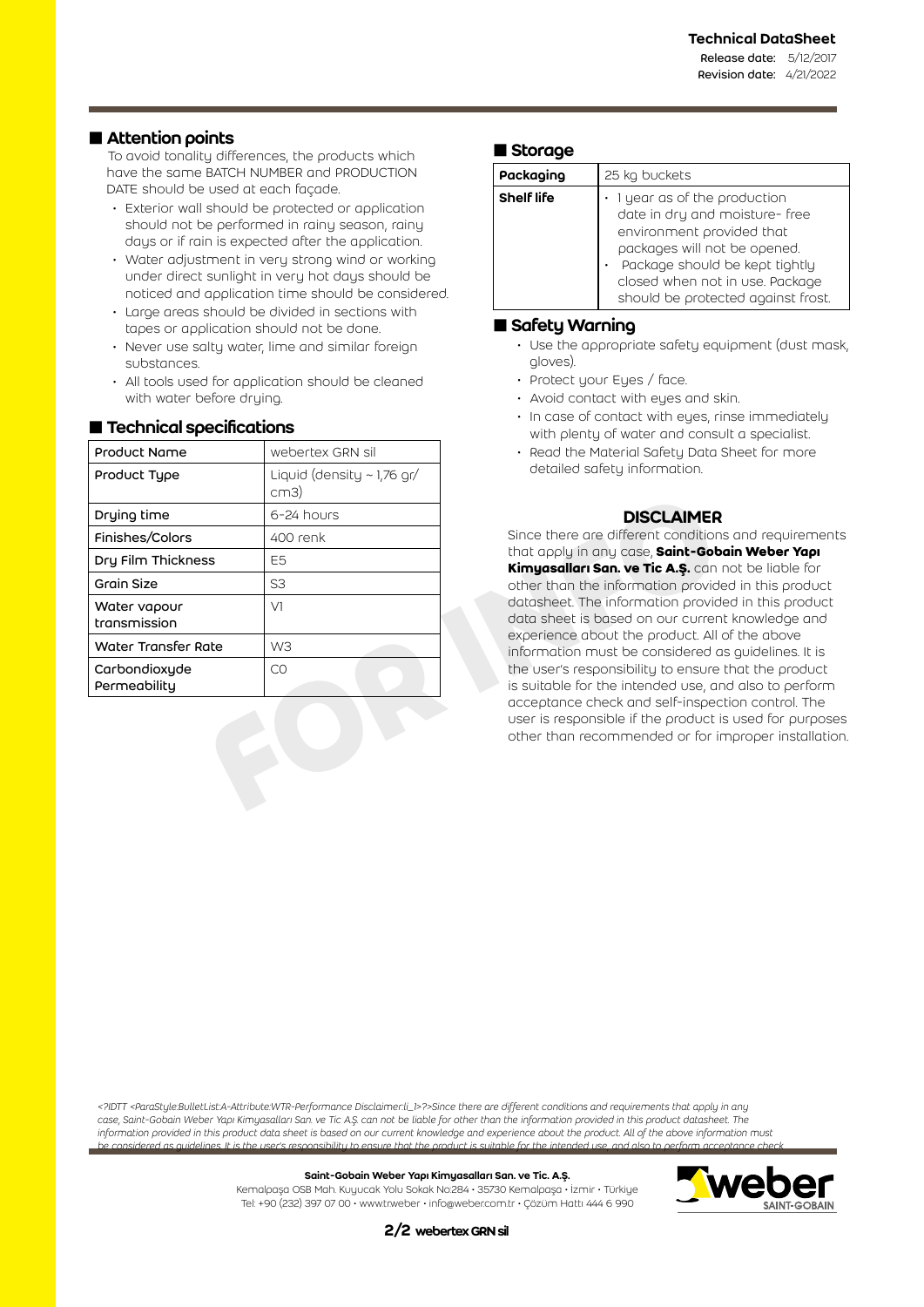## Attention points

To avoid tonality differences, the products which have the same BATCH NUMBER and PRODUCTION DATE should be used at each façade.

- Exterior wall should be protected or application should not be performed in rainy season, rainy days or if rain is expected after the application.
- Water adjustment in very strong wind or working under direct sunlight in very hot days should be noticed and application time should be considered.
- Large areas should be divided in sections with tapes or application should not be done.
- Never use salty water, lime and similar foreign substances.
- All tools used for application should be cleaned with water before drying.

## Technical specifications

| | |
|---|---|
| Product Name | webertex GRN sil |
| Product Type | Liquid (density ~ 1,76 gr/cm3) |
| Drying time | 6-24 hours |
| Finishes/Colors | 400 renk |
| Dry Film Thickness | E5 |
| Grain Size | S3 |
| Water vapour transmission | V1 |
| Water Transfer Rate | W3 |
| Carbondioxyde Permeability | C0 |

## Storage

| | |
|---|---|
| Packaging | 25 kg buckets |
| Shelf life | • 1 year as of the production date in dry and moisture- free environment provided that packages will not be opened. • Package should be kept tightly closed when not in use. Package should be protected against frost. |

## Safety Warning

- Use the appropriate safety equipment (dust mask, gloves).
- Protect your Eyes / face.
- Avoid contact with eyes and skin.
- In case of contact with eyes, rinse immediately with plenty of water and consult a specialist.
- Read the Material Safety Data Sheet for more detailed safety information.

### DISCLAIMER

Since there are different conditions and requirements that apply in any case, **Saint-Gobain Weber Yapı Kimyasalları San. ve Tic A.Ş.** can not be liable for other than the information provided in this product datasheet. The information provided in this product data sheet is based on our current knowledge and experience about the product. All of the above information must be considered as guidelines. It is the user's responsibility to ensure that the product is suitable for the intended use, and also to perform acceptance check and self-inspection control. The user is responsible if the product is used for purposes other than recommended or for improper installation.

*<?IDTT <ParaStyle:BulletList:A-Attribute:WTR-Performance Disclaimer:li_1>?>Since there are different conditions and requirements that apply in any case, Saint-Gobain Weber Yapı Kimyasalları San. ve Tic A.Ş. can not be liable for other than the information provided in this product datasheet. The information provided in this product data sheet is based on our current knowledge and experience about the product. All of the above information must be considered as guidelines. It is the user's responsibility to ensure that the product is suitable for the intended use, and also to perform acceptance check*

**Saint-Gobain Weber Yapı Kimyasalları San. ve Tic. A.Ş.**
Kemalpaşa OSB Mah. Kuyucak Yolu Sokak No:284 • 35730 Kemalpaşa • İzmir • Türkiye
Tel: +90 (232) 397 07 00 • www.tr.weber • info@weber.com.tr • Çözüm Hattı 444 6 990